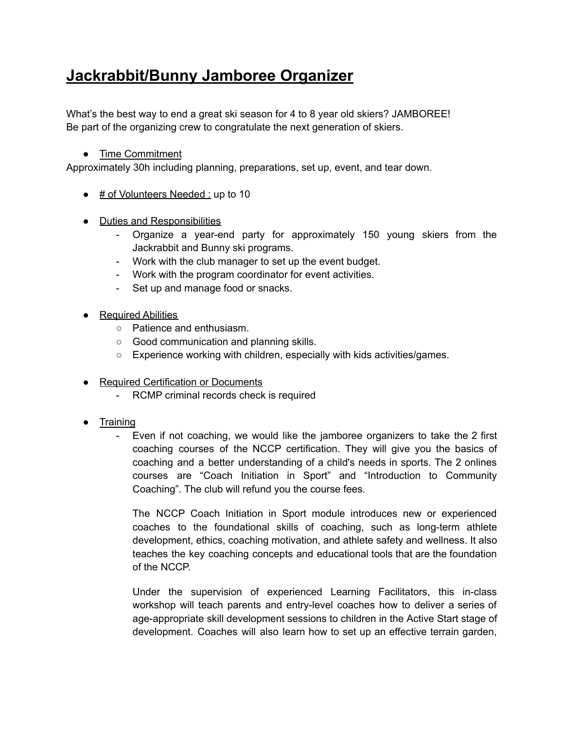# Jackrabbit/Bunny Jamboree Organizer

What's the best way to end a great ski season for 4 to 8 year old skiers? JAMBOREE!
Be part of the organizing crew to congratulate the next generation of skiers.

- Time Commitment

Approximately 30h including planning, preparations, set up, event, and tear down.

- # of Volunteers Needed : up to 10

- Duties and Responsibilities
  - Organize a year-end party for approximately 150 young skiers from the Jackrabbit and Bunny ski programs.
  - Work with the club manager to set up the event budget.
  - Work with the program coordinator for event activities.
  - Set up and manage food or snacks.

- Required Abilities
  - Patience and enthusiasm.
  - Good communication and planning skills.
  - Experience working with children, especially with kids activities/games.

- Required Certification or Documents
  - RCMP criminal records check is required

- Training
  - Even if not coaching, we would like the jamboree organizers to take the 2 first coaching courses of the NCCP certification. They will give you the basics of coaching and a better understanding of a child's needs in sports. The 2 onlines courses are "Coach Initiation in Sport" and "Introduction to Community Coaching". The club will refund you the course fees.

    The NCCP Coach Initiation in Sport module introduces new or experienced coaches to the foundational skills of coaching, such as long-term athlete development, ethics, coaching motivation, and athlete safety and wellness. It also teaches the key coaching concepts and educational tools that are the foundation of the NCCP.

    Under the supervision of experienced Learning Facilitators, this in-class workshop will teach parents and entry-level coaches how to deliver a series of age-appropriate skill development sessions to children in the Active Start stage of development. Coaches will also learn how to set up an effective terrain garden,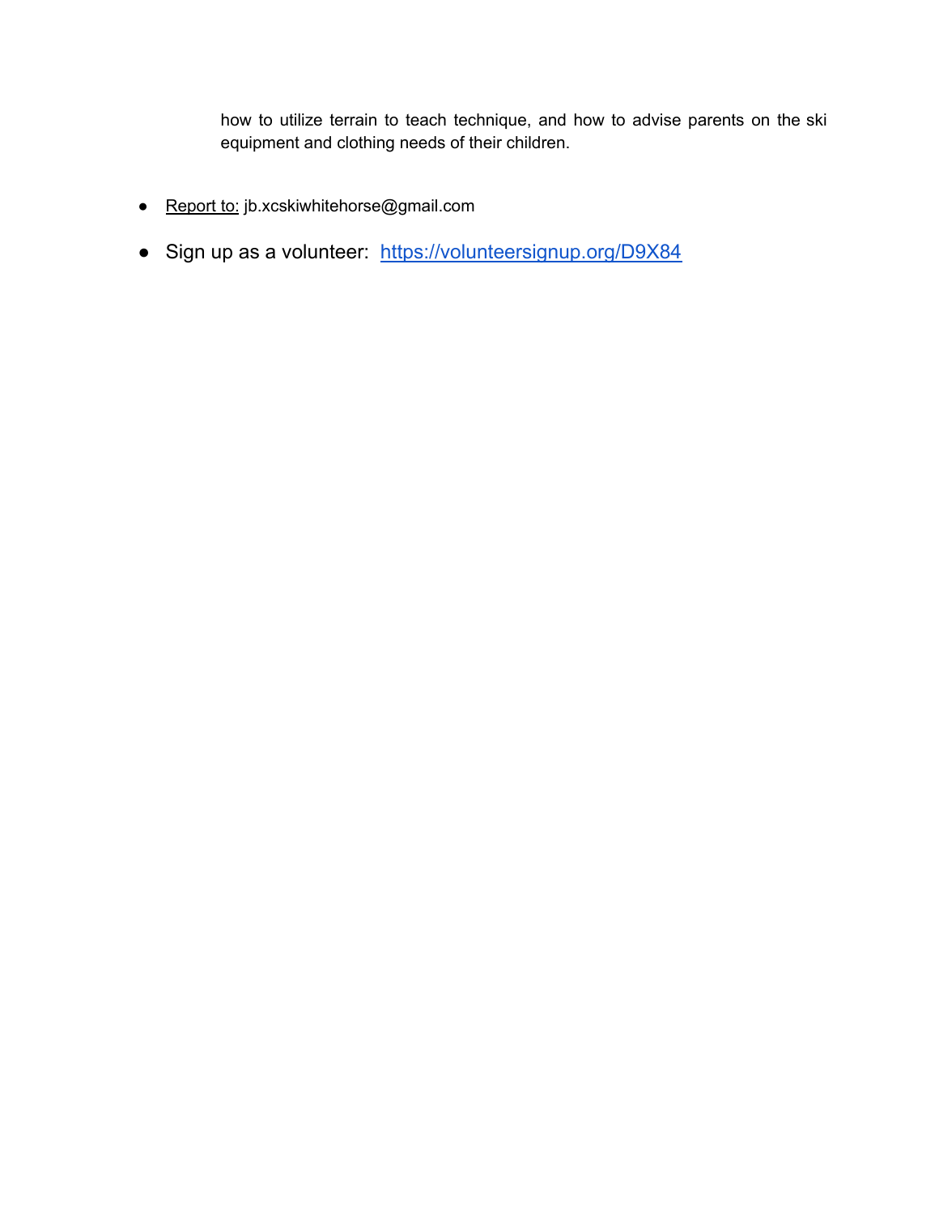how to utilize terrain to teach technique, and how to advise parents on the ski equipment and clothing needs of their children.

- Report to: jb.xcskiwhitehorse@gmail.com
- Sign up as a volunteer: [https://volunteersignup.org/D9X84](https://volunteersignup.org/D9X84)